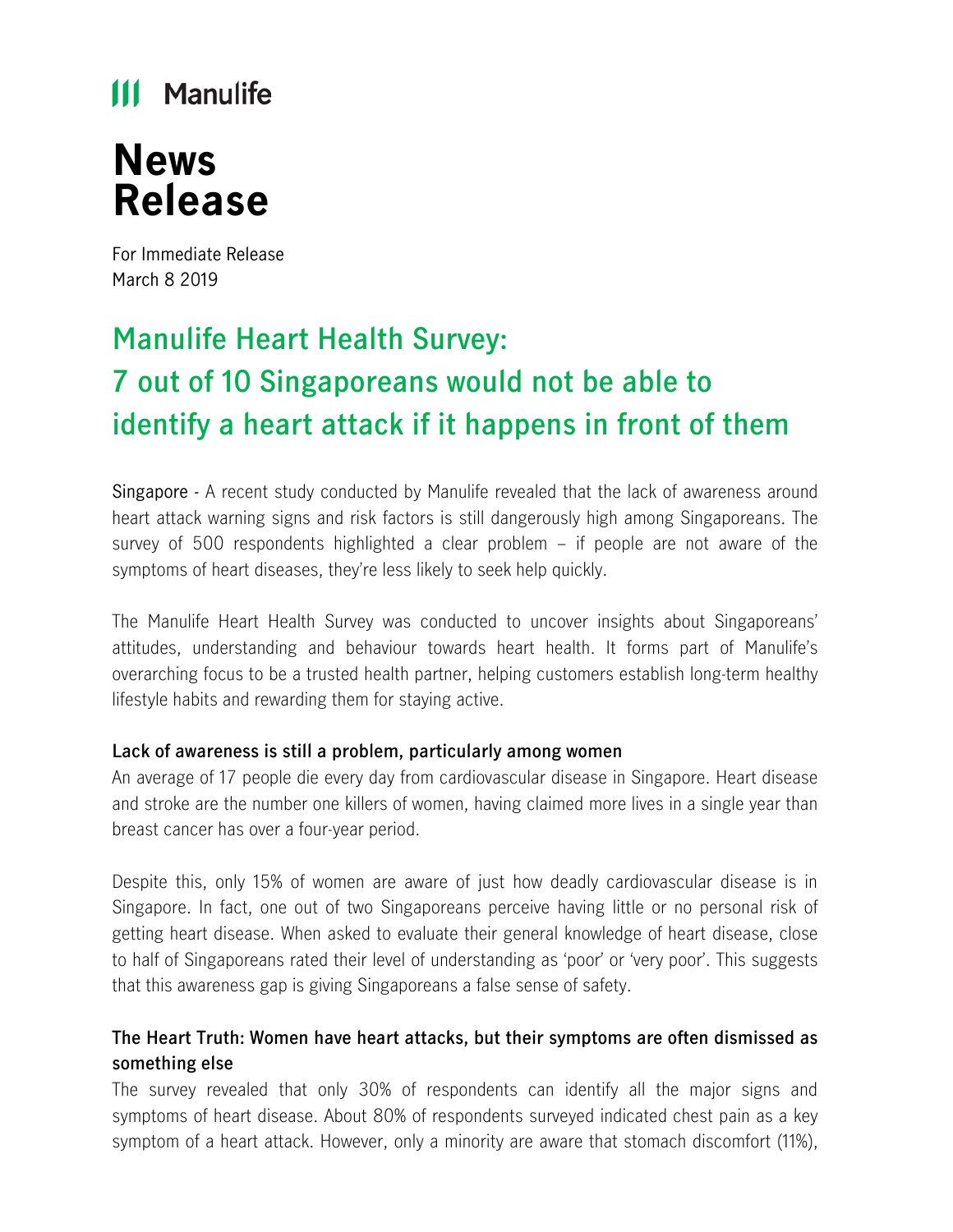Manulife

# News Release

For Immediate Release
March 8 2019

## Manulife Heart Health Survey: 7 out of 10 Singaporeans would not be able to identify a heart attack if it happens in front of them

Singapore - A recent study conducted by Manulife revealed that the lack of awareness around heart attack warning signs and risk factors is still dangerously high among Singaporeans. The survey of 500 respondents highlighted a clear problem – if people are not aware of the symptoms of heart diseases, they're less likely to seek help quickly.

The Manulife Heart Health Survey was conducted to uncover insights about Singaporeans' attitudes, understanding and behaviour towards heart health. It forms part of Manulife's overarching focus to be a trusted health partner, helping customers establish long-term healthy lifestyle habits and rewarding them for staying active.

### Lack of awareness is still a problem, particularly among women

An average of 17 people die every day from cardiovascular disease in Singapore. Heart disease and stroke are the number one killers of women, having claimed more lives in a single year than breast cancer has over a four-year period.

Despite this, only 15% of women are aware of just how deadly cardiovascular disease is in Singapore. In fact, one out of two Singaporeans perceive having little or no personal risk of getting heart disease. When asked to evaluate their general knowledge of heart disease, close to half of Singaporeans rated their level of understanding as 'poor' or 'very poor'. This suggests that this awareness gap is giving Singaporeans a false sense of safety.

### The Heart Truth: Women have heart attacks, but their symptoms are often dismissed as something else

The survey revealed that only 30% of respondents can identify all the major signs and symptoms of heart disease. About 80% of respondents surveyed indicated chest pain as a key symptom of a heart attack. However, only a minority are aware that stomach discomfort (11%),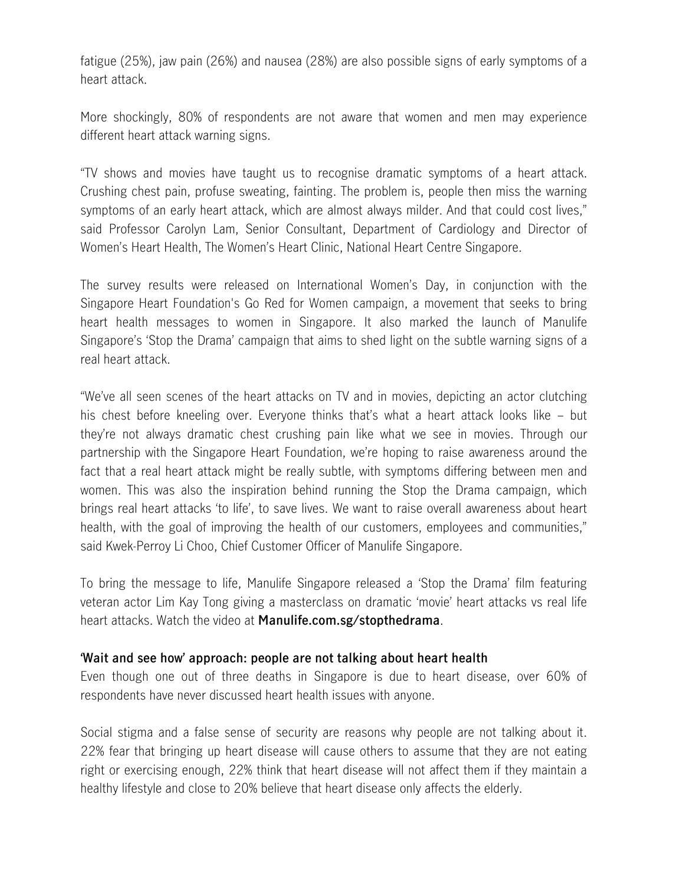fatigue (25%), jaw pain (26%) and nausea (28%) are also possible signs of early symptoms of a heart attack.

More shockingly, 80% of respondents are not aware that women and men may experience different heart attack warning signs.

"TV shows and movies have taught us to recognise dramatic symptoms of a heart attack. Crushing chest pain, profuse sweating, fainting. The problem is, people then miss the warning symptoms of an early heart attack, which are almost always milder. And that could cost lives," said Professor Carolyn Lam, Senior Consultant, Department of Cardiology and Director of Women's Heart Health, The Women's Heart Clinic, National Heart Centre Singapore.

The survey results were released on International Women's Day, in conjunction with the Singapore Heart Foundation's Go Red for Women campaign, a movement that seeks to bring heart health messages to women in Singapore. It also marked the launch of Manulife Singapore's 'Stop the Drama' campaign that aims to shed light on the subtle warning signs of a real heart attack.

"We've all seen scenes of the heart attacks on TV and in movies, depicting an actor clutching his chest before kneeling over. Everyone thinks that's what a heart attack looks like – but they're not always dramatic chest crushing pain like what we see in movies. Through our partnership with the Singapore Heart Foundation, we're hoping to raise awareness around the fact that a real heart attack might be really subtle, with symptoms differing between men and women. This was also the inspiration behind running the Stop the Drama campaign, which brings real heart attacks 'to life', to save lives. We want to raise overall awareness about heart health, with the goal of improving the health of our customers, employees and communities," said Kwek-Perroy Li Choo, Chief Customer Officer of Manulife Singapore.

To bring the message to life, Manulife Singapore released a 'Stop the Drama' film featuring veteran actor Lim Kay Tong giving a masterclass on dramatic 'movie' heart attacks vs real life heart attacks. Watch the video at **Manulife.com.sg/stopthedrama**.

**'Wait and see how' approach: people are not talking about heart health**

Even though one out of three deaths in Singapore is due to heart disease, over 60% of respondents have never discussed heart health issues with anyone.

Social stigma and a false sense of security are reasons why people are not talking about it. 22% fear that bringing up heart disease will cause others to assume that they are not eating right or exercising enough, 22% think that heart disease will not affect them if they maintain a healthy lifestyle and close to 20% believe that heart disease only affects the elderly.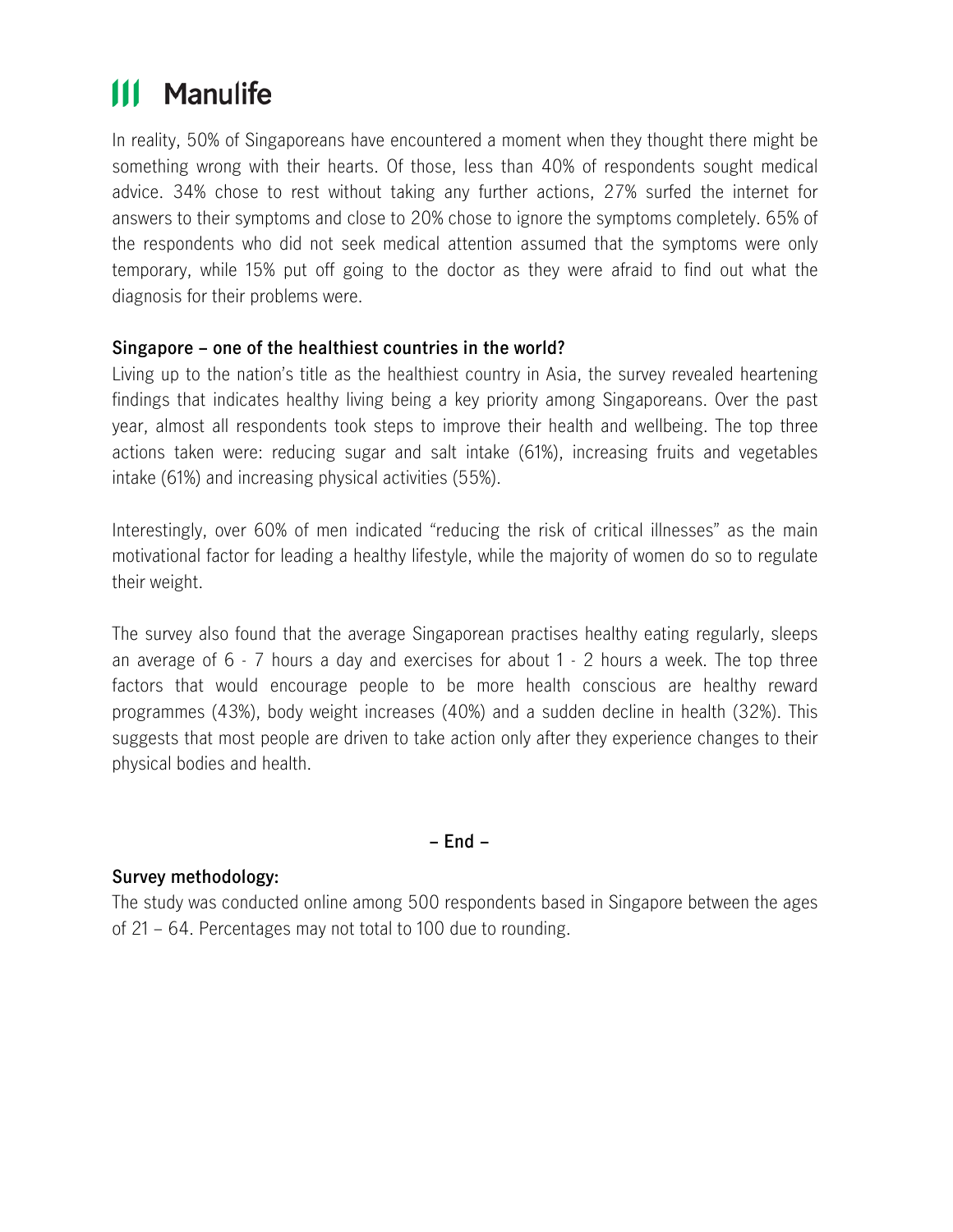# Manulife

In reality, 50% of Singaporeans have encountered a moment when they thought there might be something wrong with their hearts. Of those, less than 40% of respondents sought medical advice. 34% chose to rest without taking any further actions, 27% surfed the internet for answers to their symptoms and close to 20% chose to ignore the symptoms completely. 65% of the respondents who did not seek medical attention assumed that the symptoms were only temporary, while 15% put off going to the doctor as they were afraid to find out what the diagnosis for their problems were.

**Singapore – one of the healthiest countries in the world?**

Living up to the nation's title as the healthiest country in Asia, the survey revealed heartening findings that indicates healthy living being a key priority among Singaporeans. Over the past year, almost all respondents took steps to improve their health and wellbeing. The top three actions taken were: reducing sugar and salt intake (61%), increasing fruits and vegetables intake (61%) and increasing physical activities (55%).

Interestingly, over 60% of men indicated "reducing the risk of critical illnesses" as the main motivational factor for leading a healthy lifestyle, while the majority of women do so to regulate their weight.

The survey also found that the average Singaporean practises healthy eating regularly, sleeps an average of 6 - 7 hours a day and exercises for about 1 - 2 hours a week. The top three factors that would encourage people to be more health conscious are healthy reward programmes (43%), body weight increases (40%) and a sudden decline in health (32%). This suggests that most people are driven to take action only after they experience changes to their physical bodies and health.

**– End –**

**Survey methodology:**

The study was conducted online among 500 respondents based in Singapore between the ages of 21 – 64. Percentages may not total to 100 due to rounding.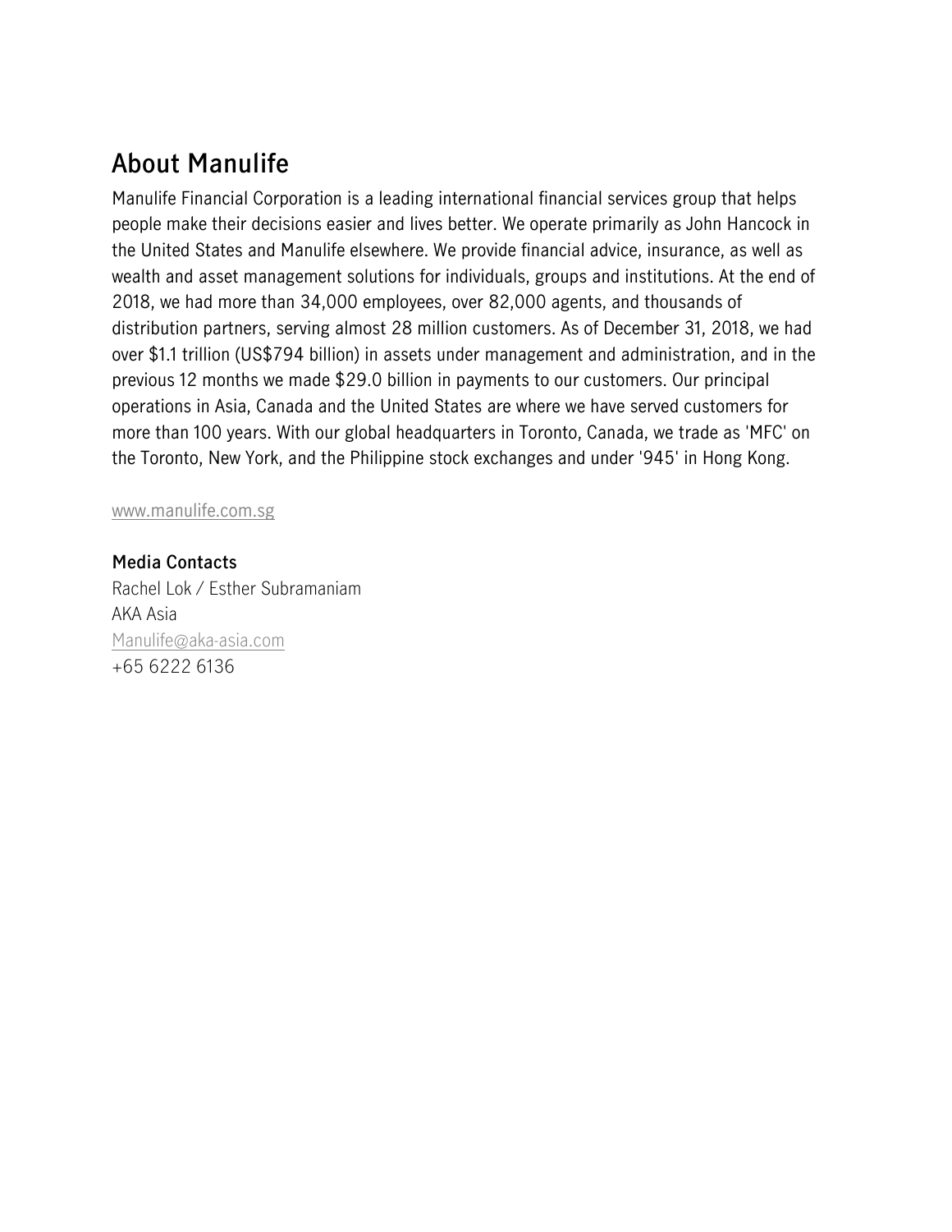## About Manulife

Manulife Financial Corporation is a leading international financial services group that helps people make their decisions easier and lives better. We operate primarily as John Hancock in the United States and Manulife elsewhere. We provide financial advice, insurance, as well as wealth and asset management solutions for individuals, groups and institutions. At the end of 2018, we had more than 34,000 employees, over 82,000 agents, and thousands of distribution partners, serving almost 28 million customers. As of December 31, 2018, we had over $1.1 trillion (US$794 billion) in assets under management and administration, and in the previous 12 months we made $29.0 billion in payments to our customers. Our principal operations in Asia, Canada and the United States are where we have served customers for more than 100 years. With our global headquarters in Toronto, Canada, we trade as 'MFC' on the Toronto, New York, and the Philippine stock exchanges and under '945' in Hong Kong.

www.manulife.com.sg

**Media Contacts**

Rachel Lok / Esther Subramaniam
AKA Asia
Manulife@aka-asia.com
+65 6222 6136